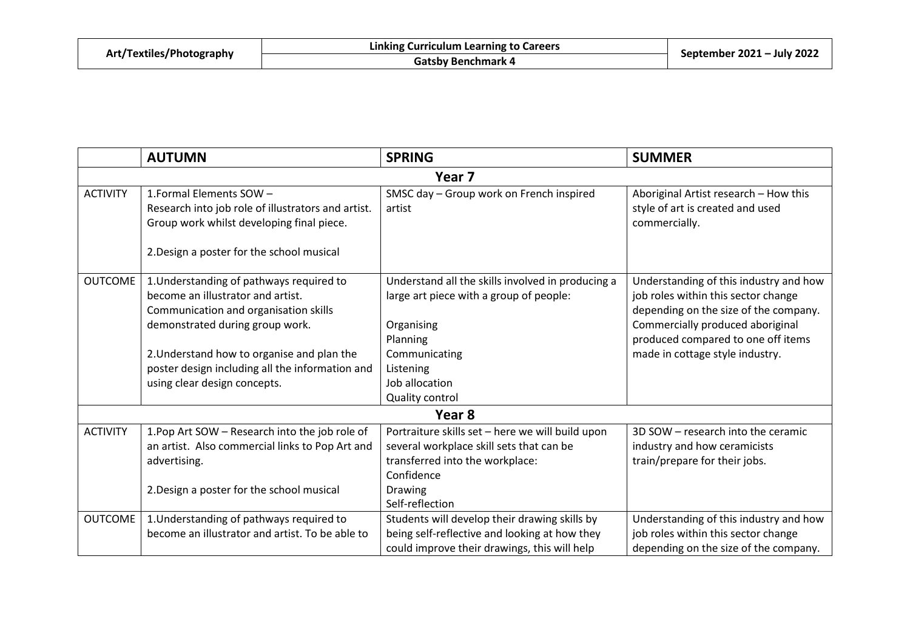| Art/Textiles/Photography | Linking Curriculum Learning to Careers<br>Gatsby Benchmark 4 | September 2021 – July 2022 |
|---|---|---|

| | AUTUMN | SPRING | SUMMER |
|---|---|---|---|
| **Year 7** | | | |
| ACTIVITY | 1.Formal Elements SOW – Research into job role of illustrators and artist. Group work whilst developing final piece.<br><br>2.Design a poster for the school musical | SMSC day – Group work on French inspired artist | Aboriginal Artist research – How this style of art is created and used commercially. |
| OUTCOME | 1.Understanding of pathways required to become an illustrator and artist. Communication and organisation skills demonstrated during group work.<br><br>2.Understand how to organise and plan the poster design including all the information and using clear design concepts. | Understand all the skills involved in producing a large art piece with a group of people:<br><br>Organising<br>Planning<br>Communicating<br>Listening<br>Job allocation<br>Quality control | Understanding of this industry and how job roles within this sector change depending on the size of the company. Commercially produced aboriginal produced compared to one off items made in cottage style industry. |
| **Year 8** | | | |
| ACTIVITY | 1.Pop Art SOW – Research into the job role of an artist. Also commercial links to Pop Art and advertising.<br><br>2.Design a poster for the school musical | Portraiture skills set – here we will build upon several workplace skill sets that can be transferred into the workplace:<br>Confidence<br>Drawing<br>Self-reflection | 3D SOW – research into the ceramic industry and how ceramicists train/prepare for their jobs. |
| OUTCOME | 1.Understanding of pathways required to become an illustrator and artist. To be able to | Students will develop their drawing skills by being self-reflective and looking at how they could improve their drawings, this will help | Understanding of this industry and how job roles within this sector change depending on the size of the company. |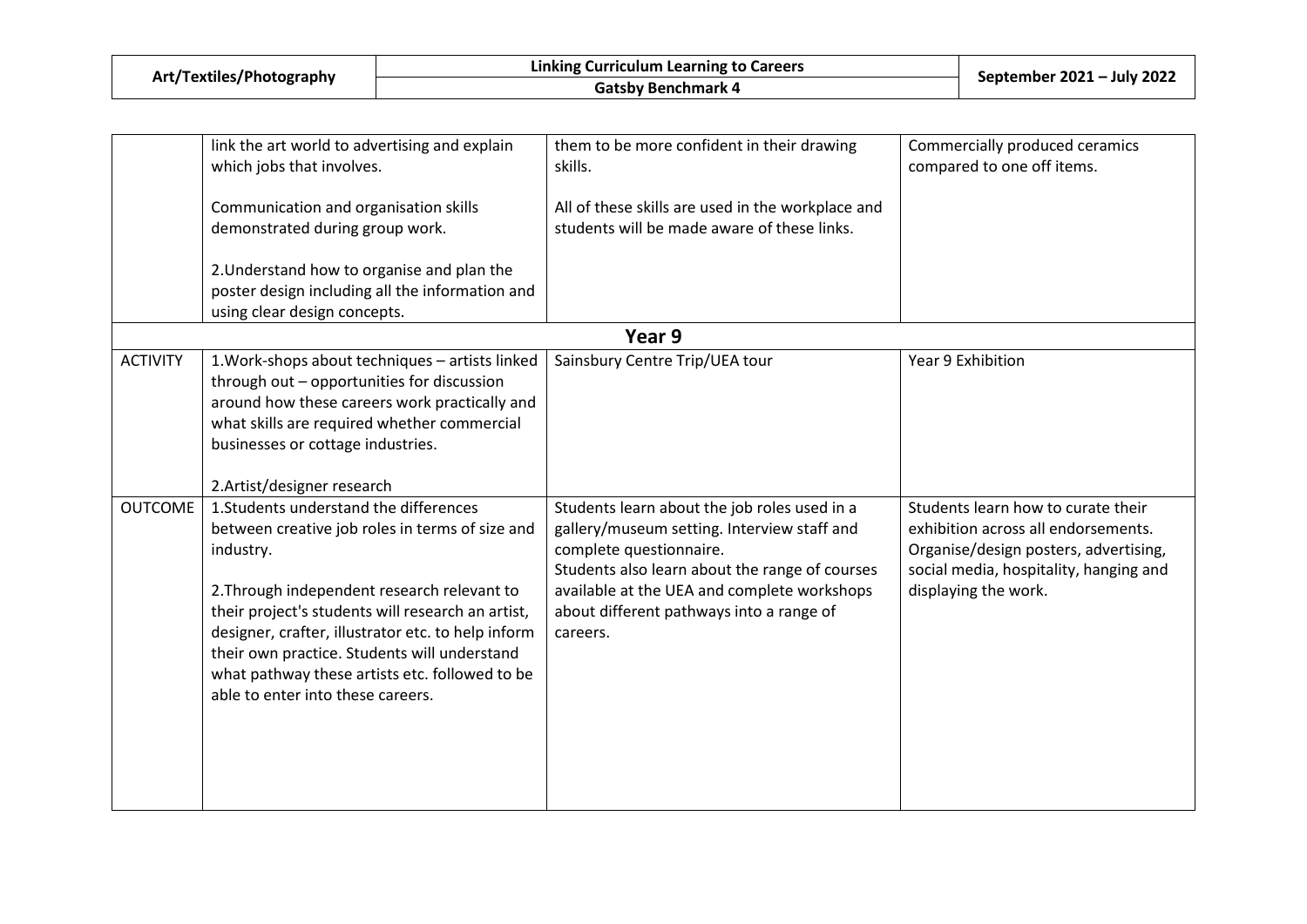| | | | |
|---|---|---|---|
| | link the art world to advertising and explain which jobs that involves.<br><br>Communication and organisation skills demonstrated during group work.<br><br>2.Understand how to organise and plan the poster design including all the information and using clear design concepts. | them to be more confident in their drawing skills.<br><br>All of these skills are used in the workplace and students will be made aware of these links. | Commercially produced ceramics compared to one off items. |
| **Year 9** | | | |
| ACTIVITY | 1.Work-shops about techniques – artists linked through out – opportunities for discussion around how these careers work practically and what skills are required whether commercial businesses or cottage industries.<br><br>2.Artist/designer research | Sainsbury Centre Trip/UEA tour | Year 9 Exhibition |
| OUTCOME | 1.Students understand the differences between creative job roles in terms of size and industry.<br><br>2.Through independent research relevant to their project's students will research an artist, designer, crafter, illustrator etc. to help inform their own practice. Students will understand what pathway these artists etc. followed to be able to enter into these careers. | Students learn about the job roles used in a gallery/museum setting. Interview staff and complete questionnaire.<br>Students also learn about the range of courses available at the UEA and complete workshops about different pathways into a range of careers. | Students learn how to curate their exhibition across all endorsements. Organise/design posters, advertising, social media, hospitality, hanging and displaying the work. |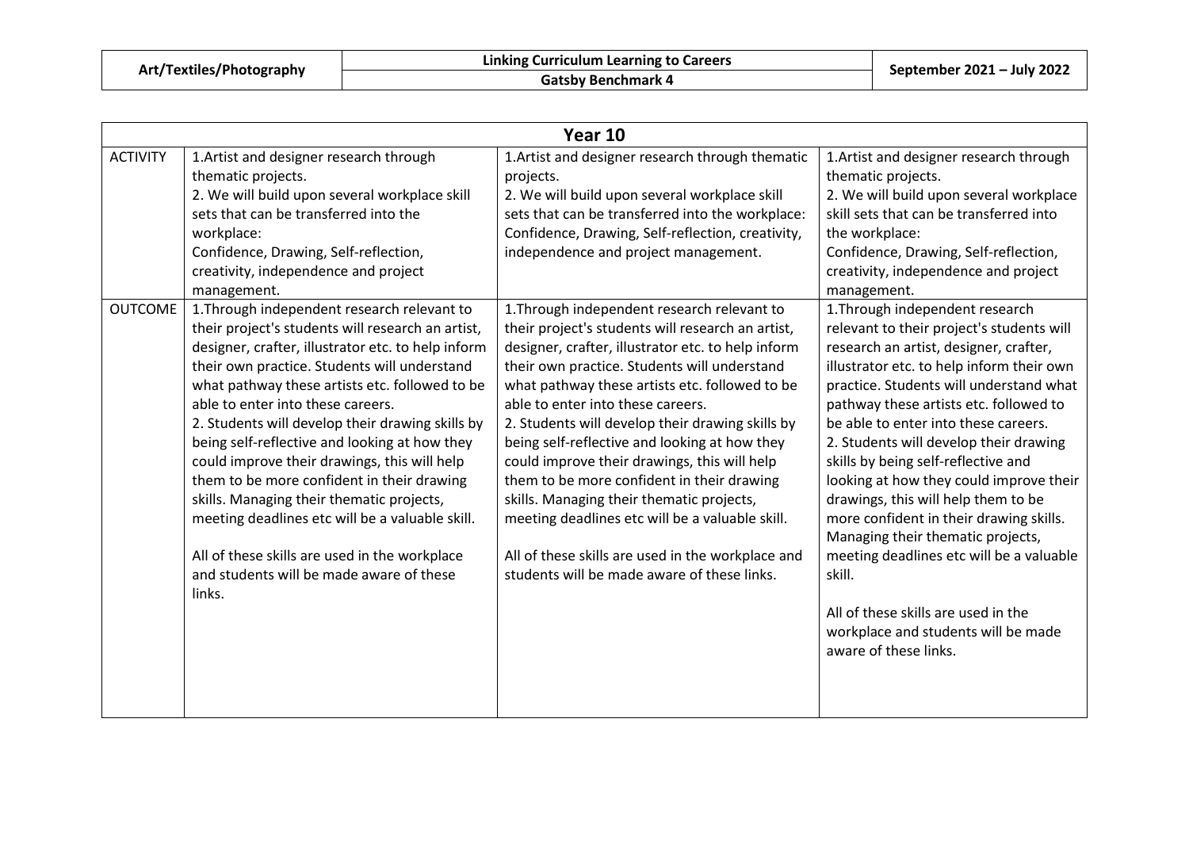| Art/Textiles/Photography | Linking Curriculum Learning to Careers<br>Gatsby Benchmark 4 | September 2021 – July 2022 |
|---|---|---|

| Year 10 | | | |
|---|---|---|---|
| ACTIVITY | 1.Artist and designer research through thematic projects.<br>2. We will build upon several workplace skill sets that can be transferred into the workplace:<br>Confidence, Drawing, Self-reflection, creativity, independence and project management. | 1.Artist and designer research through thematic projects.<br>2. We will build upon several workplace skill sets that can be transferred into the workplace: Confidence, Drawing, Self-reflection, creativity, independence and project management. | 1.Artist and designer research through thematic projects.<br>2. We will build upon several workplace skill sets that can be transferred into the workplace:<br>Confidence, Drawing, Self-reflection, creativity, independence and project management. |
| OUTCOME | 1.Through independent research relevant to their project's students will research an artist, designer, crafter, illustrator etc. to help inform their own practice. Students will understand what pathway these artists etc. followed to be able to enter into these careers.<br>2. Students will develop their drawing skills by being self-reflective and looking at how they could improve their drawings, this will help them to be more confident in their drawing skills. Managing their thematic projects, meeting deadlines etc will be a valuable skill.<br><br>All of these skills are used in the workplace and students will be made aware of these links. | 1.Through independent research relevant to their project's students will research an artist, designer, crafter, illustrator etc. to help inform their own practice. Students will understand what pathway these artists etc. followed to be able to enter into these careers.<br>2. Students will develop their drawing skills by being self-reflective and looking at how they could improve their drawings, this will help them to be more confident in their drawing skills. Managing their thematic projects, meeting deadlines etc will be a valuable skill.<br><br>All of these skills are used in the workplace and students will be made aware of these links. | 1.Through independent research relevant to their project's students will research an artist, designer, crafter, illustrator etc. to help inform their own practice. Students will understand what pathway these artists etc. followed to be able to enter into these careers.<br>2. Students will develop their drawing skills by being self-reflective and looking at how they could improve their drawings, this will help them to be more confident in their drawing skills. Managing their thematic projects, meeting deadlines etc will be a valuable skill.<br><br>All of these skills are used in the workplace and students will be made aware of these links. |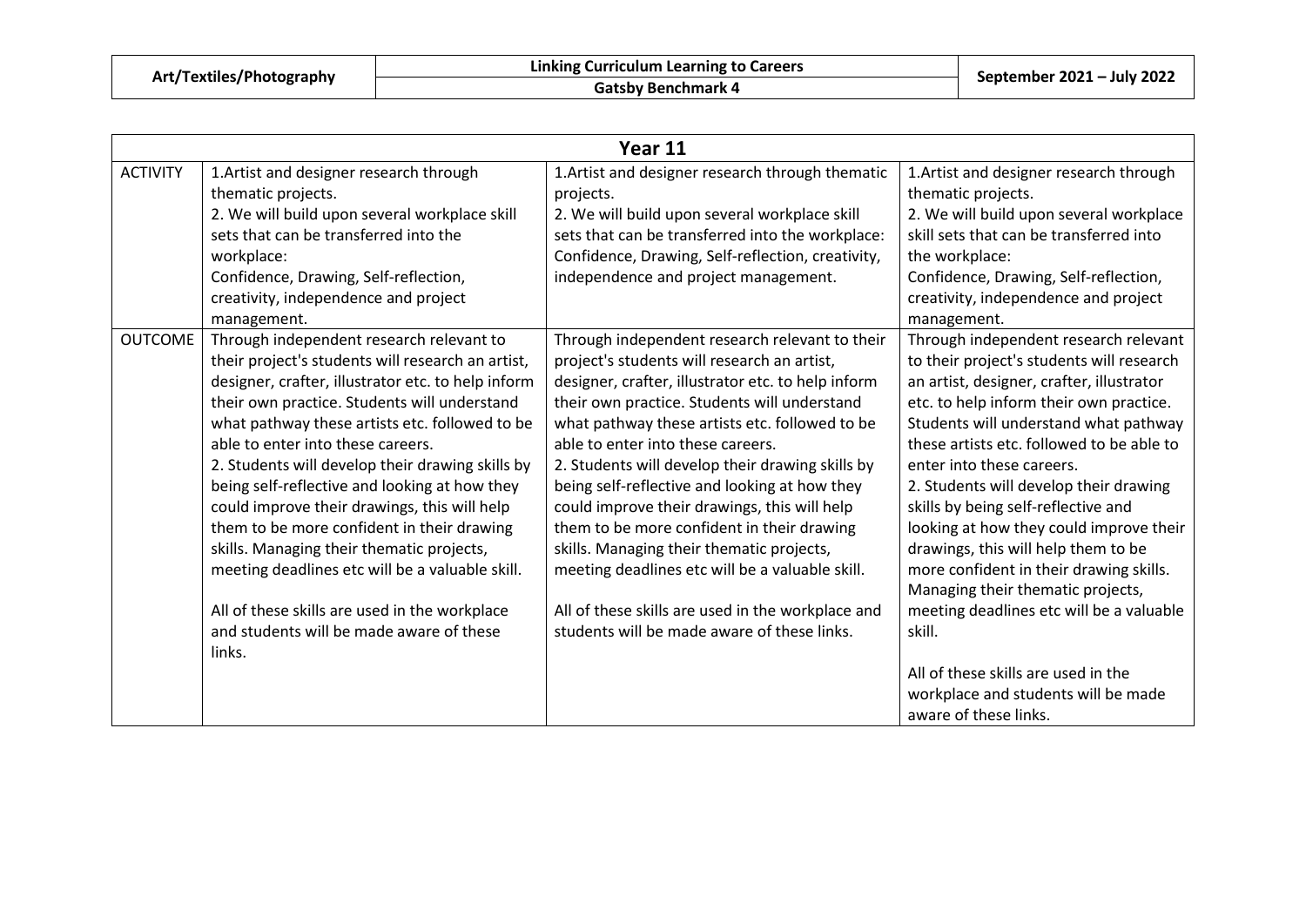| Year 11 | | | |
|---|---|---|---|
| ACTIVITY | 1.Artist and designer research through thematic projects.<br>2. We will build upon several workplace skill sets that can be transferred into the workplace:<br>Confidence, Drawing, Self-reflection, creativity, independence and project management. | 1.Artist and designer research through thematic projects.<br>2. We will build upon several workplace skill sets that can be transferred into the workplace: Confidence, Drawing, Self-reflection, creativity, independence and project management. | 1.Artist and designer research through thematic projects.<br>2. We will build upon several workplace skill sets that can be transferred into the workplace:<br>Confidence, Drawing, Self-reflection, creativity, independence and project management. |
| OUTCOME | Through independent research relevant to their project's students will research an artist, designer, crafter, illustrator etc. to help inform their own practice. Students will understand what pathway these artists etc. followed to be able to enter into these careers.<br>2. Students will develop their drawing skills by being self-reflective and looking at how they could improve their drawings, this will help them to be more confident in their drawing skills. Managing their thematic projects, meeting deadlines etc will be a valuable skill.<br><br>All of these skills are used in the workplace and students will be made aware of these links. | Through independent research relevant to their project's students will research an artist, designer, crafter, illustrator etc. to help inform their own practice. Students will understand what pathway these artists etc. followed to be able to enter into these careers.<br>2. Students will develop their drawing skills by being self-reflective and looking at how they could improve their drawings, this will help them to be more confident in their drawing skills. Managing their thematic projects, meeting deadlines etc will be a valuable skill.<br><br>All of these skills are used in the workplace and students will be made aware of these links. | Through independent research relevant to their project's students will research an artist, designer, crafter, illustrator etc. to help inform their own practice. Students will understand what pathway these artists etc. followed to be able to enter into these careers.<br>2. Students will develop their drawing skills by being self-reflective and looking at how they could improve their drawings, this will help them to be more confident in their drawing skills. Managing their thematic projects, meeting deadlines etc will be a valuable skill.<br><br>All of these skills are used in the workplace and students will be made aware of these links. |